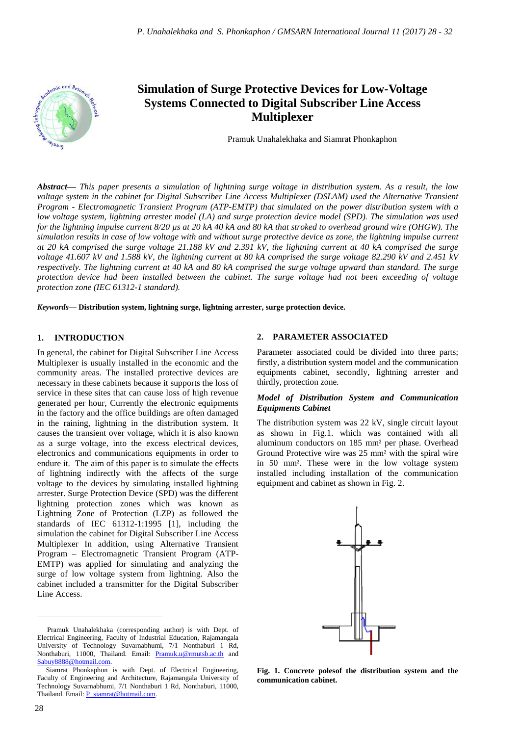# Simulation of Surge Protective Devices for Low-Voltage Systems Connected to Digital Subscriber Line Access Multiplexer

Pramuk Unahalekhaka and Siamrat Phonkaphon

***Abstract*— *This paper presents a simulation of lightning surge voltage in distribution system. As a result, the low voltage system in the cabinet for Digital Subscriber Line Access Multiplexer (DSLAM) used the Alternative Transient Program - Electromagnetic Transient Program (ATP-EMTP) that simulated on the power distribution system with a low voltage system, lightning arrester model (LA) and surge protection device model (SPD). The simulation was used for the lightning impulse current 8/20 µs at 20 kA 40 kA and 80 kA that stroked to overhead ground wire (OHGW). The simulation results in case of low voltage with and without surge protective device as zone, the lightning impulse current at 20 kA comprised the surge voltage 21.188 kV and 2.391 kV, the lightning current at 40 kA comprised the surge voltage 41.607 kV and 1.588 kV, the lightning current at 80 kA comprised the surge voltage 82.290 kV and 2.451 kV respectively. The lightning current at 40 kA and 80 kA comprised the surge voltage upward than standard. The surge protection device had been installed between the cabinet. The surge voltage had not been exceeding of voltage protection zone (IEC 61312-1 standard).*

***Keywords*— Distribution system, lightning surge, lightning arrester, surge protection device.**

## 1. INTRODUCTION

In general, the cabinet for Digital Subscriber Line Access Multiplexer is usually installed in the economic and the community areas. The installed protective devices are necessary in these cabinets because it supports the loss of service in these sites that can cause loss of high revenue generated per hour, Currently the electronic equipments in the factory and the office buildings are often damaged in the raining, lightning in the distribution system. It causes the transient over voltage, which it is also known as a surge voltage, into the excess electrical devices, electronics and communications equipments in order to endure it. The aim of this paper is to simulate the effects of lightning indirectly with the affects of the surge voltage to the devices by simulating installed lightning arrester. Surge Protection Device (SPD) was the different lightning protection zones which was known as Lightning Zone of Protection (LZP) as followed the standards of IEC 61312-1:1995 [1], including the simulation the cabinet for Digital Subscriber Line Access Multiplexer In addition, using Alternative Transient Program – Electromagnetic Transient Program (ATP-EMTP) was applied for simulating and analyzing the surge of low voltage system from lightning. Also the cabinet included a transmitter for the Digital Subscriber Line Access.

Pramuk Unahalekhaka (corresponding author) is with Dept. of Electrical Engineering, Faculty of Industrial Education, Rajamangala University of Technology Suvarnabhumi, 7/1 Nonthaburi 1 Rd, Nonthaburi, 11000, Thailand. Email: Pramuk.u@rmutsb.ac.th and Sabuy8888@hotmail.com.

Siamrat Phonkaphon is with Dept. of Electrical Engineering, Faculty of Engineering and Architecture, Rajamangala University of Technology Suvarnabhumi, 7/1 Nonthaburi 1 Rd, Nonthaburi, 11000, Thailand. Email: P_siamrat@hotmail.com.

## 2. PARAMETER ASSOCIATED

Parameter associated could be divided into three parts; firstly, a distribution system model and the communication equipments cabinet, secondly, lightning arrester and thirdly, protection zone.

### *Model of Distribution System and Communication Equipments Cabinet*

The distribution system was 22 kV, single circuit layout as shown in Fig.1. which was contained with all aluminum conductors on 185 mm² per phase. Overhead Ground Protective wire was 25 mm² with the spiral wire in 50 mm². These were in the low voltage system installed including installation of the communication equipment and cabinet as shown in Fig. 2.

**Fig. 1. Concrete polesof the distribution system and the communication cabinet.**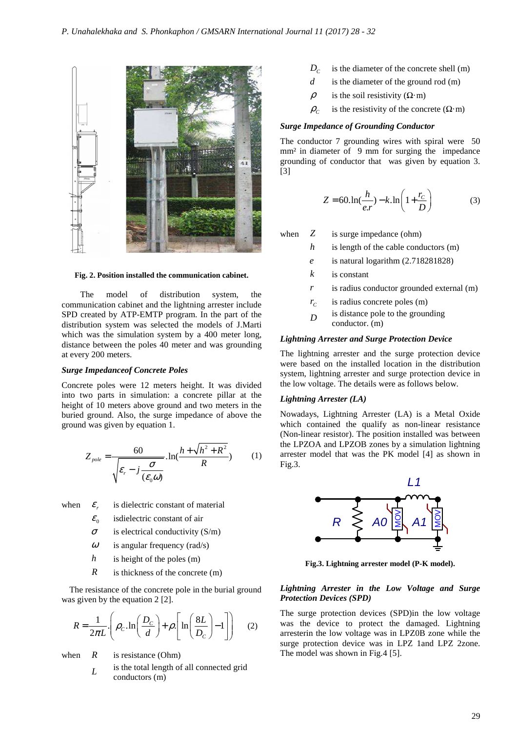Fig. 2. Position installed the communication cabinet.

The model of distribution system, the communication cabinet and the lightning arrester include SPD created by ATP-EMTP program. In the part of the distribution system was selected the models of J.Marti which was the simulation system by a 400 meter long, distance between the poles 40 meter and was grounding at every 200 meters.

### *Surge Impedanceof Concrete Poles*

Concrete poles were 12 meters height. It was divided into two parts in simulation: a concrete pillar at the height of 10 meters above ground and two meters in the buried ground. Also, the surge impedance of above the ground was given by equation 1.

$$Z_{pole} = \frac{60}{\sqrt{\varepsilon_r - j\dfrac{\sigma}{(\varepsilon_0 \omega)}}}.\ln\left(\frac{h + \sqrt{h^2 + R^2}}{R}\right) \quad (1)$$

when
- $\varepsilon_r$ is dielectric constant of material
- $\varepsilon_0$ isdielectric constant of air
- $\sigma$ is electrical conductivity (S/m)
- $\omega$ is angular frequency (rad/s)
- $h$ is height of the poles (m)
- $R$ is thickness of the concrete (m)

The resistance of the concrete pole in the burial ground was given by the equation 2 [2].

$$R = \frac{1}{2\pi L}.\left(\rho_C.\ln\left(\frac{D_C}{d}\right) + \rho.\left[\ln\left(\frac{8L}{D_C}\right) - 1\right]\right) \quad (2)$$

when
- $R$ is resistance (Ohm)
- $L$ is the total length of all connected grid conductors (m)
- $D_C$ is the diameter of the concrete shell (m)
- $d$ is the diameter of the ground rod (m)
- $\rho$ is the soil resistivity (Ω·m)
- $\rho_C$ is the resistivity of the concrete (Ω·m)

### *Surge Impedance of Grounding Conductor*

The conductor 7 grounding wires with spiral were 50 mm² in diameter of 9 mm for surging the impedance grounding of conductor that was given by equation 3. [3]

$$Z = 60.\ln\left(\frac{h}{e.r}\right) - k.\ln\left(1 + \frac{r_C}{D}\right) \quad (3)$$

when
- $Z$ is surge impedance (ohm)
- $h$ is length of the cable conductors (m)
- $e$ is natural logarithm (2.718281828)
- $k$ is constant
- $r$ is radius conductor grounded external (m)
- $r_C$ is radius concrete poles (m)
- $D$ is distance pole to the grounding conductor. (m)

### *Lightning Arrester and Surge Protection Device*

The lightning arrester and the surge protection device were based on the installed location in the distribution system, lightning arrester and surge protection device in the low voltage. The details were as follows below.

### *Lightning Arrester (LA)*

Nowadays, Lightning Arrester (LA) is a Metal Oxide which contained the qualify as non-linear resistance (Non-linear resistor). The position installed was between the LPZOA and LPZOB zones by a simulation lightning arrester model that was the PK model [4] as shown in Fig.3.

Fig.3. Lightning arrester model (P-K model).

### *Lightning Arrester in the Low Voltage and Surge Protection Devices (SPD)*

The surge protection devices (SPD)in the low voltage was the device to protect the damaged. Lightning arresterin the low voltage was in LPZ0B zone while the surge protection device was in LPZ 1and LPZ 2zone. The model was shown in Fig.4 [5].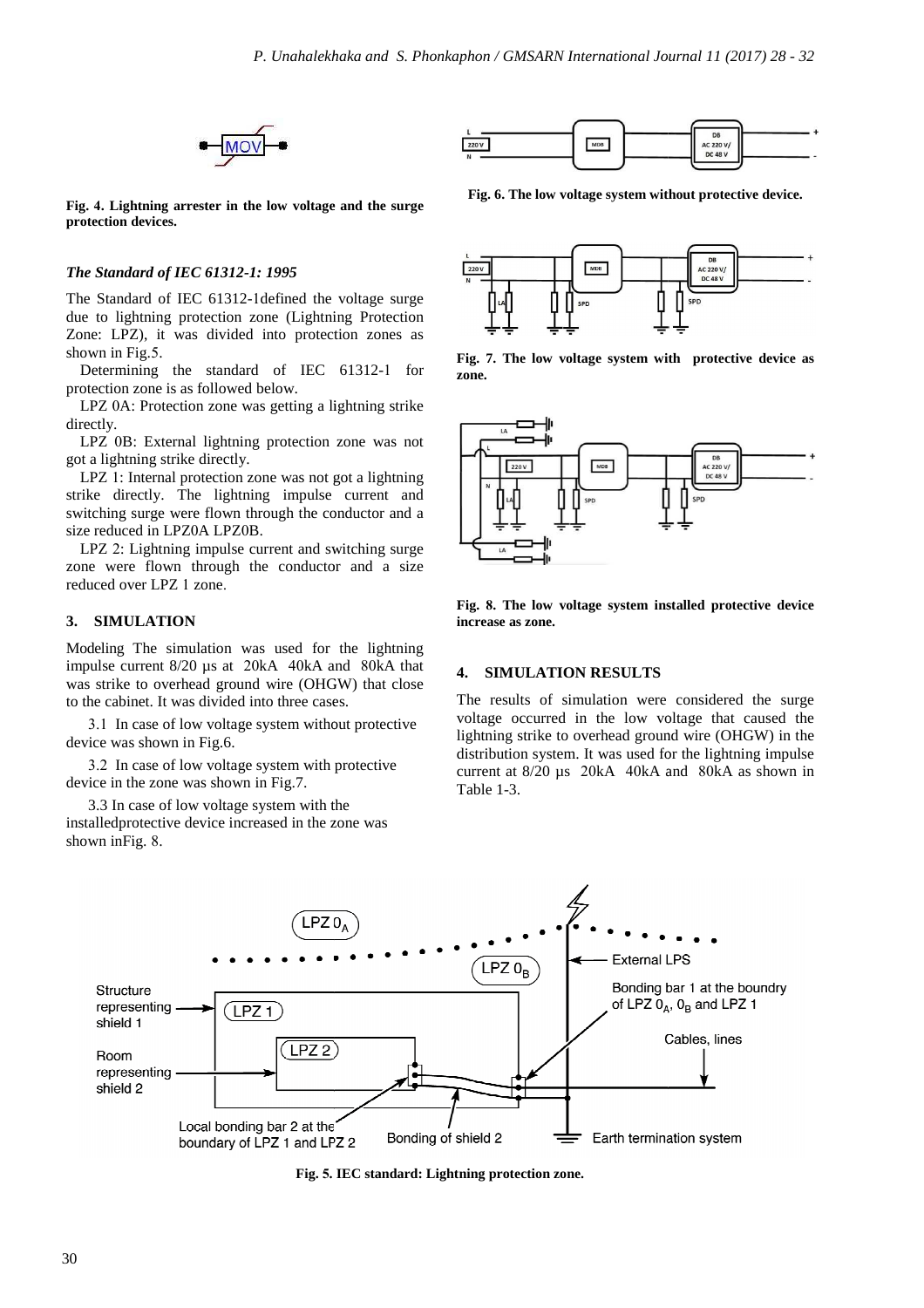Fig. 4. Lightning arrester in the low voltage and the surge protection devices.

### The Standard of IEC 61312-1: 1995

The Standard of IEC 61312-1defined the voltage surge due to lightning protection zone (Lightning Protection Zone: LPZ), it was divided into protection zones as shown in Fig.5.

Determining the standard of IEC 61312-1 for protection zone is as followed below.

LPZ 0A: Protection zone was getting a lightning strike directly.

LPZ 0B: External lightning protection zone was not got a lightning strike directly.

LPZ 1: Internal protection zone was not got a lightning strike directly. The lightning impulse current and switching surge were flown through the conductor and a size reduced in LPZ0A LPZ0B.

LPZ 2: Lightning impulse current and switching surge zone were flown through the conductor and a size reduced over LPZ 1 zone.

## 3. SIMULATION

Modeling The simulation was used for the lightning impulse current 8/20 µs at 20kA 40kA and 80kA that was strike to overhead ground wire (OHGW) that close to the cabinet. It was divided into three cases.

3.1 In case of low voltage system without protective device was shown in Fig.6.

3.2 In case of low voltage system with protective device in the zone was shown in Fig.7.

3.3 In case of low voltage system with the installedprotective device increased in the zone was shown inFig. 8.

Fig. 6. The low voltage system without protective device.

Fig. 7. The low voltage system with protective device as zone.

Fig. 8. The low voltage system installed protective device increase as zone.

## 4. SIMULATION RESULTS

The results of simulation were considered the surge voltage occurred in the low voltage that caused the lightning strike to overhead ground wire (OHGW) in the distribution system. It was used for the lightning impulse current at 8/20 µs 20kA 40kA and 80kA as shown in Table 1-3.

Fig. 5. IEC standard: Lightning protection zone.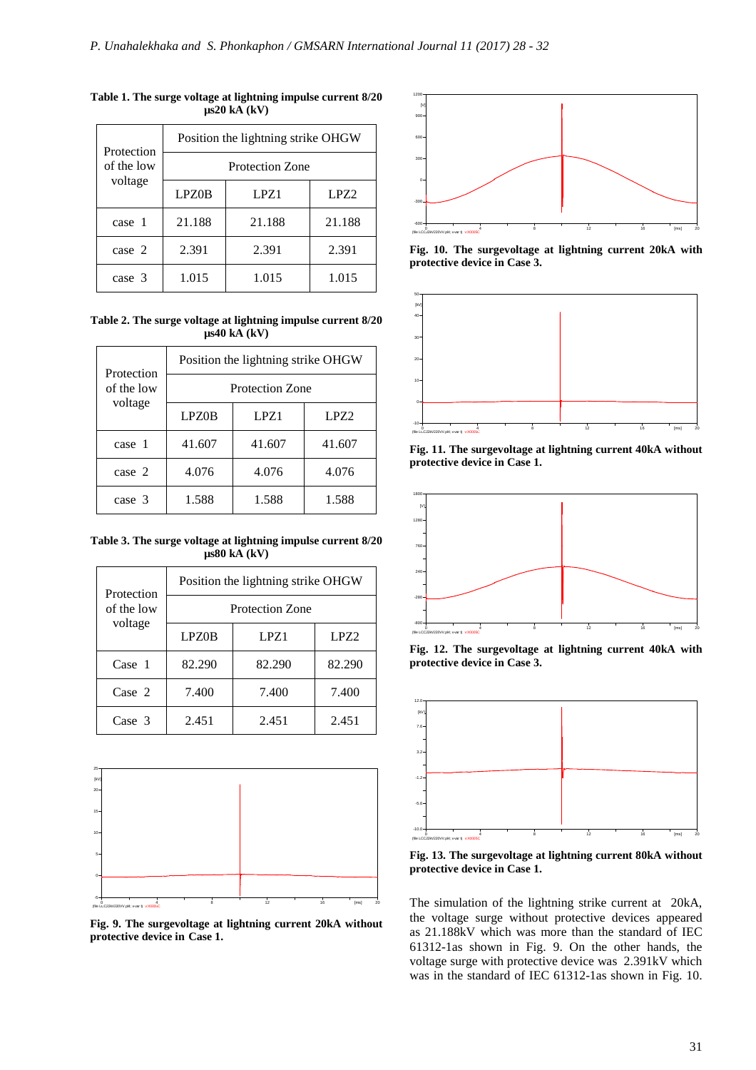**Table 1. The surge voltage at lightning impulse current 8/20 μs20 kA (kV)**

| Protection of the low voltage | Position the lightning strike OHGW | | |
|---|---|---|---|
| | Protection Zone | | |
| | LPZ0B | LPZ1 | LPZ2 |
| case 1 | 21.188 | 21.188 | 21.188 |
| case 2 | 2.391 | 2.391 | 2.391 |
| case 3 | 1.015 | 1.015 | 1.015 |

**Table 2. The surge voltage at lightning impulse current 8/20 μs40 kA (kV)**

| Protection of the low voltage | Position the lightning strike OHGW | | |
|---|---|---|---|
| | Protection Zone | | |
| | LPZ0B | LPZ1 | LPZ2 |
| case 1 | 41.607 | 41.607 | 41.607 |
| case 2 | 4.076 | 4.076 | 4.076 |
| case 3 | 1.588 | 1.588 | 1.588 |

**Table 3. The surge voltage at lightning impulse current 8/20 μs80 kA (kV)**

| Protection of the low voltage | Position the lightning strike OHGW | | |
|---|---|---|---|
| | Protection Zone | | |
| | LPZ0B | LPZ1 | LPZ2 |
| Case 1 | 82.290 | 82.290 | 82.290 |
| Case 2 | 7.400 | 7.400 | 7.400 |
| Case 3 | 2.451 | 2.451 | 2.451 |

**Fig. 9. The surgevoltage at lightning current 20kA without protective device in Case 1.**

**Fig. 10. The surgevoltage at lightning current 20kA with protective device in Case 3.**

**Fig. 11. The surgevoltage at lightning current 40kA without protective device in Case 1.**

**Fig. 12. The surgevoltage at lightning current 40kA with protective device in Case 3.**

**Fig. 13. The surgevoltage at lightning current 80kA without protective device in Case 1.**

The simulation of the lightning strike current at 20kA, the voltage surge without protective devices appeared as 21.188kV which was more than the standard of IEC 61312-1as shown in Fig. 9. On the other hands, the voltage surge with protective device was 2.391kV which was in the standard of IEC 61312-1as shown in Fig. 10.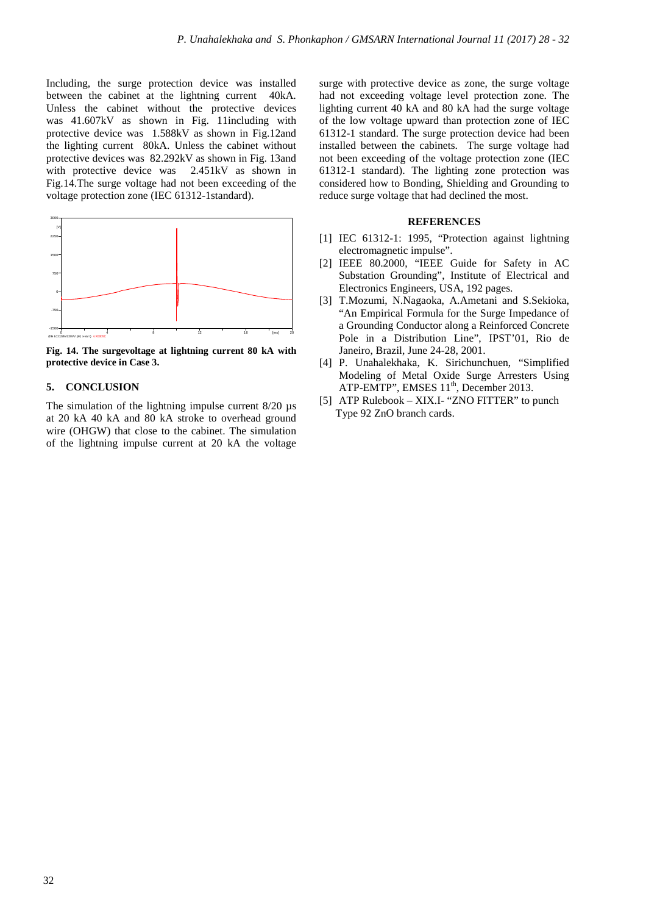Including, the surge protection device was installed between the cabinet at the lightning current 40kA. Unless the cabinet without the protective devices was 41.607kV as shown in Fig. 11including with protective device was 1.588kV as shown in Fig.12and the lighting current 80kA. Unless the cabinet without protective devices was 82.292kV as shown in Fig. 13and with protective device was 2.451kV as shown in Fig.14.The surge voltage had not been exceeding of the voltage protection zone (IEC 61312-1standard).

3000
[V]
2250
1500
750
0
-750
-1500
0
4
8
12
16
[ms]
20

**Fig. 14. The surgevoltage at lightning current 80 kA with protective device in Case 3.**

## 5. CONCLUSION

The simulation of the lightning impulse current 8/20 µs at 20 kA 40 kA and 80 kA stroke to overhead ground wire (OHGW) that close to the cabinet. The simulation of the lightning impulse current at 20 kA the voltage surge with protective device as zone, the surge voltage had not exceeding voltage level protection zone. The lighting current 40 kA and 80 kA had the surge voltage of the low voltage upward than protection zone of IEC 61312-1 standard. The surge protection device had been installed between the cabinets. The surge voltage had not been exceeding of the voltage protection zone (IEC 61312-1 standard). The lighting zone protection was considered how to Bonding, Shielding and Grounding to reduce surge voltage that had declined the most.

## REFERENCES

[1] IEC 61312-1: 1995, "Protection against lightning electromagnetic impulse".

[2] IEEE 80.2000, "IEEE Guide for Safety in AC Substation Grounding", Institute of Electrical and Electronics Engineers, USA, 192 pages.

[3] T.Mozumi, N.Nagaoka, A.Ametani and S.Sekioka, "An Empirical Formula for the Surge Impedance of a Grounding Conductor along a Reinforced Concrete Pole in a Distribution Line", IPST'01, Rio de Janeiro, Brazil, June 24-28, 2001.

[4] P. Unahalekhaka, K. Sirichunchuen, "Simplified Modeling of Metal Oxide Surge Arresters Using ATP-EMTP", EMSES 11th, December 2013.

[5] ATP Rulebook – XIX.I- "ZNO FITTER" to punch Type 92 ZnO branch cards.